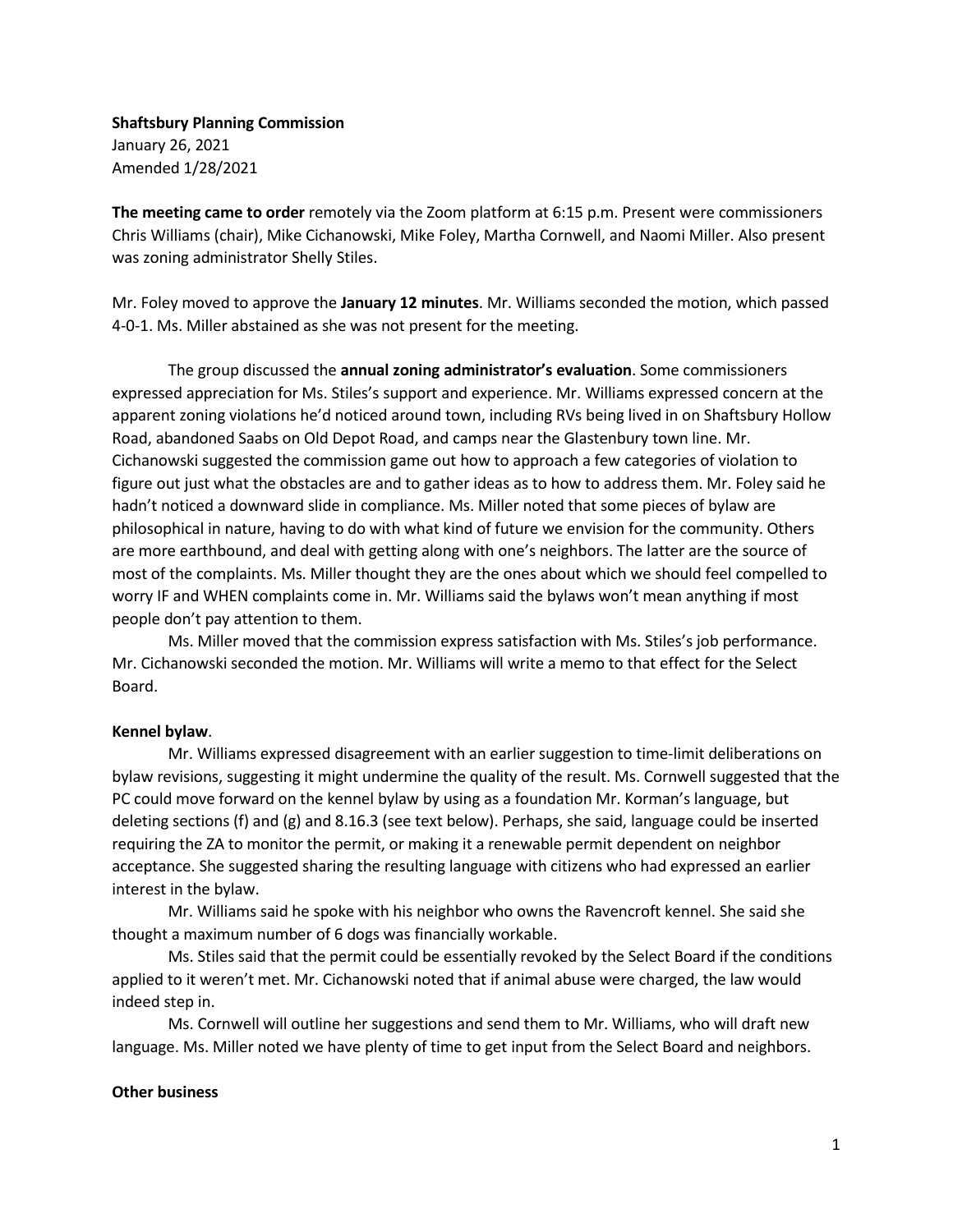**Shaftsbury Planning Commission**
January 26, 2021
Amended 1/28/2021

**The meeting came to order** remotely via the Zoom platform at 6:15 p.m. Present were commissioners Chris Williams (chair), Mike Cichanowski, Mike Foley, Martha Cornwell, and Naomi Miller. Also present was zoning administrator Shelly Stiles.

Mr. Foley moved to approve the **January 12 minutes**. Mr. Williams seconded the motion, which passed 4-0-1. Ms. Miller abstained as she was not present for the meeting.

The group discussed the **annual zoning administrator's evaluation**. Some commissioners expressed appreciation for Ms. Stiles's support and experience. Mr. Williams expressed concern at the apparent zoning violations he'd noticed around town, including RVs being lived in on Shaftsbury Hollow Road, abandoned Saabs on Old Depot Road, and camps near the Glastenbury town line. Mr. Cichanowski suggested the commission game out how to approach a few categories of violation to figure out just what the obstacles are and to gather ideas as to how to address them. Mr. Foley said he hadn't noticed a downward slide in compliance. Ms. Miller noted that some pieces of bylaw are philosophical in nature, having to do with what kind of future we envision for the community. Others are more earthbound, and deal with getting along with one's neighbors. The latter are the source of most of the complaints. Ms. Miller thought they are the ones about which we should feel compelled to worry IF and WHEN complaints come in. Mr. Williams said the bylaws won't mean anything if most people don't pay attention to them.

Ms. Miller moved that the commission express satisfaction with Ms. Stiles's job performance. Mr. Cichanowski seconded the motion. Mr. Williams will write a memo to that effect for the Select Board.

**Kennel bylaw**.

Mr. Williams expressed disagreement with an earlier suggestion to time-limit deliberations on bylaw revisions, suggesting it might undermine the quality of the result. Ms. Cornwell suggested that the PC could move forward on the kennel bylaw by using as a foundation Mr. Korman's language, but deleting sections (f) and (g) and 8.16.3 (see text below). Perhaps, she said, language could be inserted requiring the ZA to monitor the permit, or making it a renewable permit dependent on neighbor acceptance. She suggested sharing the resulting language with citizens who had expressed an earlier interest in the bylaw.

Mr. Williams said he spoke with his neighbor who owns the Ravencroft kennel. She said she thought a maximum number of 6 dogs was financially workable.

Ms. Stiles said that the permit could be essentially revoked by the Select Board if the conditions applied to it weren't met. Mr. Cichanowski noted that if animal abuse were charged, the law would indeed step in.

Ms. Cornwell will outline her suggestions and send them to Mr. Williams, who will draft new language. Ms. Miller noted we have plenty of time to get input from the Select Board and neighbors.

**Other business**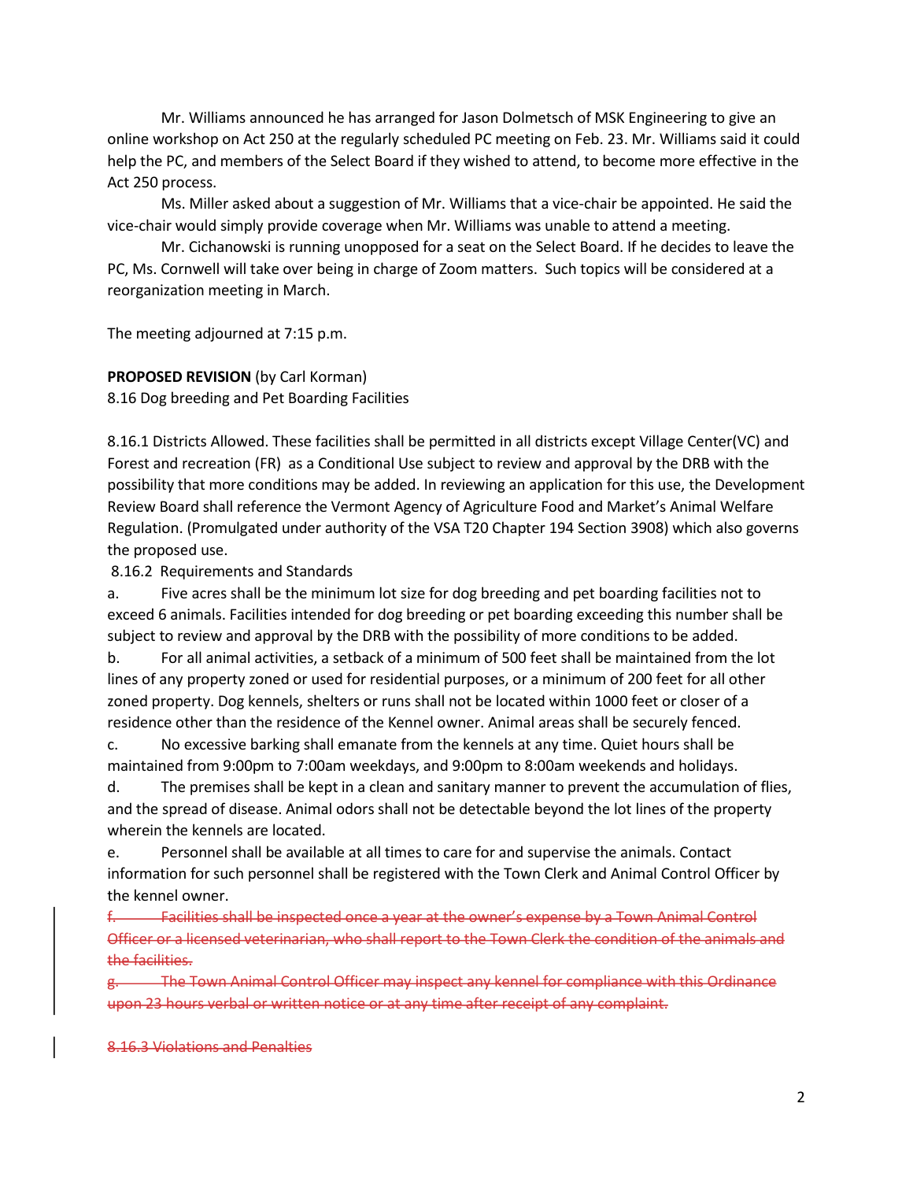Mr. Williams announced he has arranged for Jason Dolmetsch of MSK Engineering to give an online workshop on Act 250 at the regularly scheduled PC meeting on Feb. 23. Mr. Williams said it could help the PC, and members of the Select Board if they wished to attend, to become more effective in the Act 250 process.

Ms. Miller asked about a suggestion of Mr. Williams that a vice-chair be appointed. He said the vice-chair would simply provide coverage when Mr. Williams was unable to attend a meeting.

Mr. Cichanowski is running unopposed for a seat on the Select Board. If he decides to leave the PC, Ms. Cornwell will take over being in charge of Zoom matters. Such topics will be considered at a reorganization meeting in March.

The meeting adjourned at 7:15 p.m.

**PROPOSED REVISION** (by Carl Korman)
8.16 Dog breeding and Pet Boarding Facilities

8.16.1 Districts Allowed. These facilities shall be permitted in all districts except Village Center(VC) and Forest and recreation (FR) as a Conditional Use subject to review and approval by the DRB with the possibility that more conditions may be added. In reviewing an application for this use, the Development Review Board shall reference the Vermont Agency of Agriculture Food and Market's Animal Welfare Regulation. (Promulgated under authority of the VSA T20 Chapter 194 Section 3908) which also governs the proposed use.

8.16.2 Requirements and Standards

a. Five acres shall be the minimum lot size for dog breeding and pet boarding facilities not to exceed 6 animals. Facilities intended for dog breeding or pet boarding exceeding this number shall be subject to review and approval by the DRB with the possibility of more conditions to be added.

b. For all animal activities, a setback of a minimum of 500 feet shall be maintained from the lot lines of any property zoned or used for residential purposes, or a minimum of 200 feet for all other zoned property. Dog kennels, shelters or runs shall not be located within 1000 feet or closer of a residence other than the residence of the Kennel owner. Animal areas shall be securely fenced.

c. No excessive barking shall emanate from the kennels at any time. Quiet hours shall be maintained from 9:00pm to 7:00am weekdays, and 9:00pm to 8:00am weekends and holidays.

d. The premises shall be kept in a clean and sanitary manner to prevent the accumulation of flies, and the spread of disease. Animal odors shall not be detectable beyond the lot lines of the property wherein the kennels are located.

e. Personnel shall be available at all times to care for and supervise the animals. Contact information for such personnel shall be registered with the Town Clerk and Animal Control Officer by the kennel owner.

~~f. Facilities shall be inspected once a year at the owner's expense by a Town Animal Control Officer or a licensed veterinarian, who shall report to the Town Clerk the condition of the animals and the facilities.~~

~~g. The Town Animal Control Officer may inspect any kennel for compliance with this Ordinance upon 23 hours verbal or written notice or at any time after receipt of any complaint.~~

~~8.16.3 Violations and Penalties~~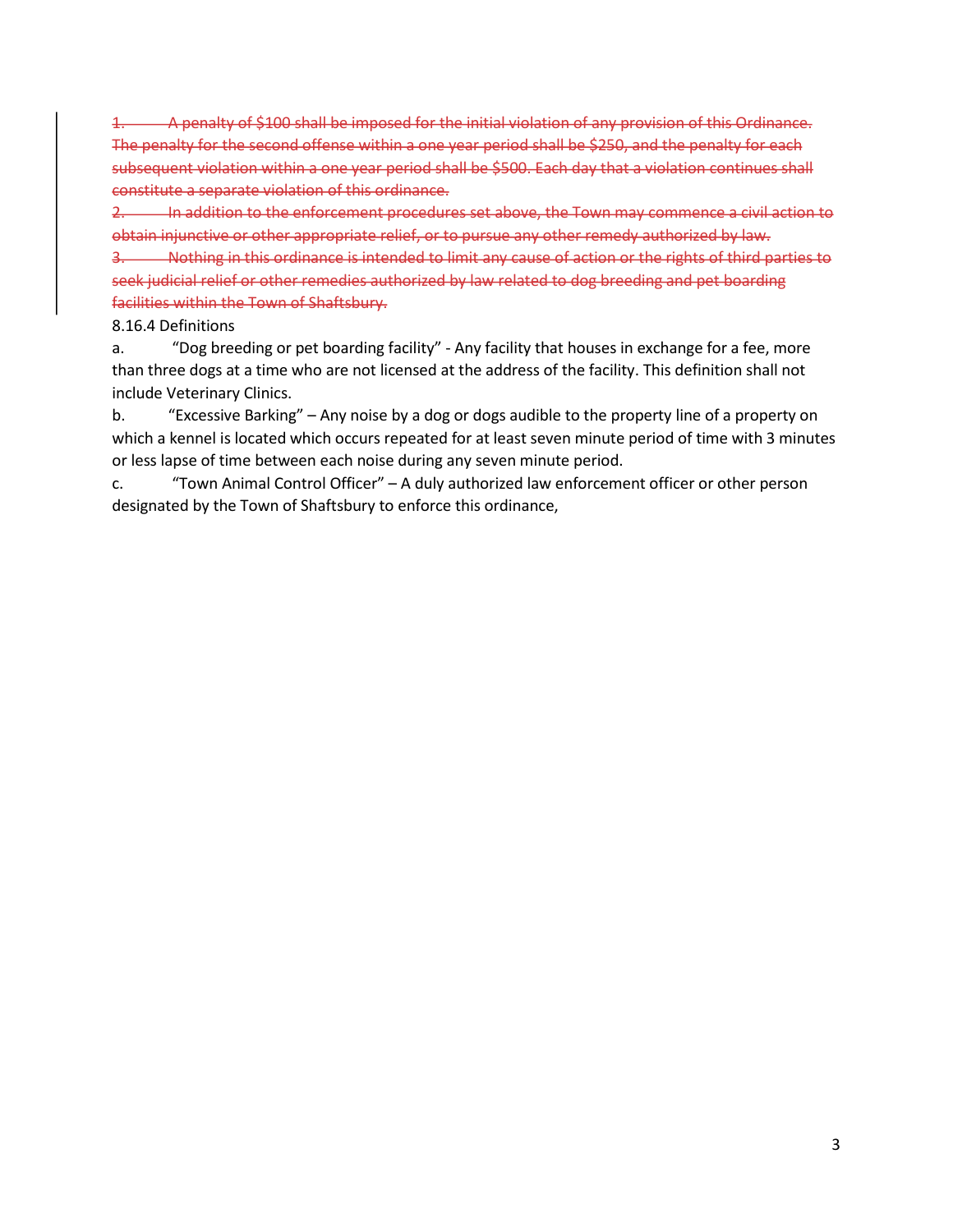~~1. A penalty of $100 shall be imposed for the initial violation of any provision of this Ordinance. The penalty for the second offense within a one year period shall be $250, and the penalty for each subsequent violation within a one year period shall be $500. Each day that a violation continues shall constitute a separate violation of this ordinance.~~

~~2. In addition to the enforcement procedures set above, the Town may commence a civil action to obtain injunctive or other appropriate relief, or to pursue any other remedy authorized by law.~~

~~3. Nothing in this ordinance is intended to limit any cause of action or the rights of third parties to seek judicial relief or other remedies authorized by law related to dog breeding and pet boarding facilities within the Town of Shaftsbury.~~

8.16.4 Definitions

a. "Dog breeding or pet boarding facility" - Any facility that houses in exchange for a fee, more than three dogs at a time who are not licensed at the address of the facility. This definition shall not include Veterinary Clinics.

b. "Excessive Barking" – Any noise by a dog or dogs audible to the property line of a property on which a kennel is located which occurs repeated for at least seven minute period of time with 3 minutes or less lapse of time between each noise during any seven minute period.

c. "Town Animal Control Officer" – A duly authorized law enforcement officer or other person designated by the Town of Shaftsbury to enforce this ordinance,